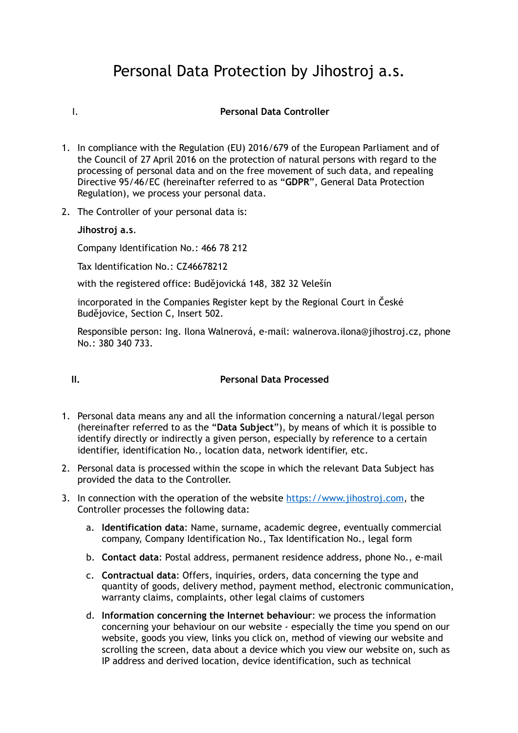# Personal Data Protection by Jihostroj a.s.

## I. Personal Data Controller

1. In compliance with the Regulation (EU) 2016/679 of the European Parliament and of the Council of 27 April 2016 on the protection of natural persons with regard to the processing of personal data and on the free movement of such data, and repealing Directive 95/46/EC (hereinafter referred to as "**GDPR**", General Data Protection Regulation), we process your personal data.

2. The Controller of your personal data is:

   **Jihostroj a.s.**

   Company Identification No.: 466 78 212

   Tax Identification No.: CZ46678212

   with the registered office: Budějovická 148, 382 32 Velešín

   incorporated in the Companies Register kept by the Regional Court in České Budějovice, Section C, Insert 502.

   Responsible person: Ing. Ilona Walnerová, e-mail: walnerova.ilona@jihostroj.cz, phone No.: 380 340 733.

## II. Personal Data Processed

1. Personal data means any and all the information concerning a natural/legal person (hereinafter referred to as the "**Data Subject**"), by means of which it is possible to identify directly or indirectly a given person, especially by reference to a certain identifier, identification No., location data, network identifier, etc.

2. Personal data is processed within the scope in which the relevant Data Subject has provided the data to the Controller.

3. In connection with the operation of the website [https://www.jihostroj.com](https://www.jihostroj.com), the Controller processes the following data:

   a. **Identification data**: Name, surname, academic degree, eventually commercial company, Company Identification No., Tax Identification No., legal form

   b. **Contact data**: Postal address, permanent residence address, phone No., e-mail

   c. **Contractual data**: Offers, inquiries, orders, data concerning the type and quantity of goods, delivery method, payment method, electronic communication, warranty claims, complaints, other legal claims of customers

   d. **Information concerning the Internet behaviour**: we process the information concerning your behaviour on our website - especially the time you spend on our website, goods you view, links you click on, method of viewing our website and scrolling the screen, data about a device which you view our website on, such as IP address and derived location, device identification, such as technical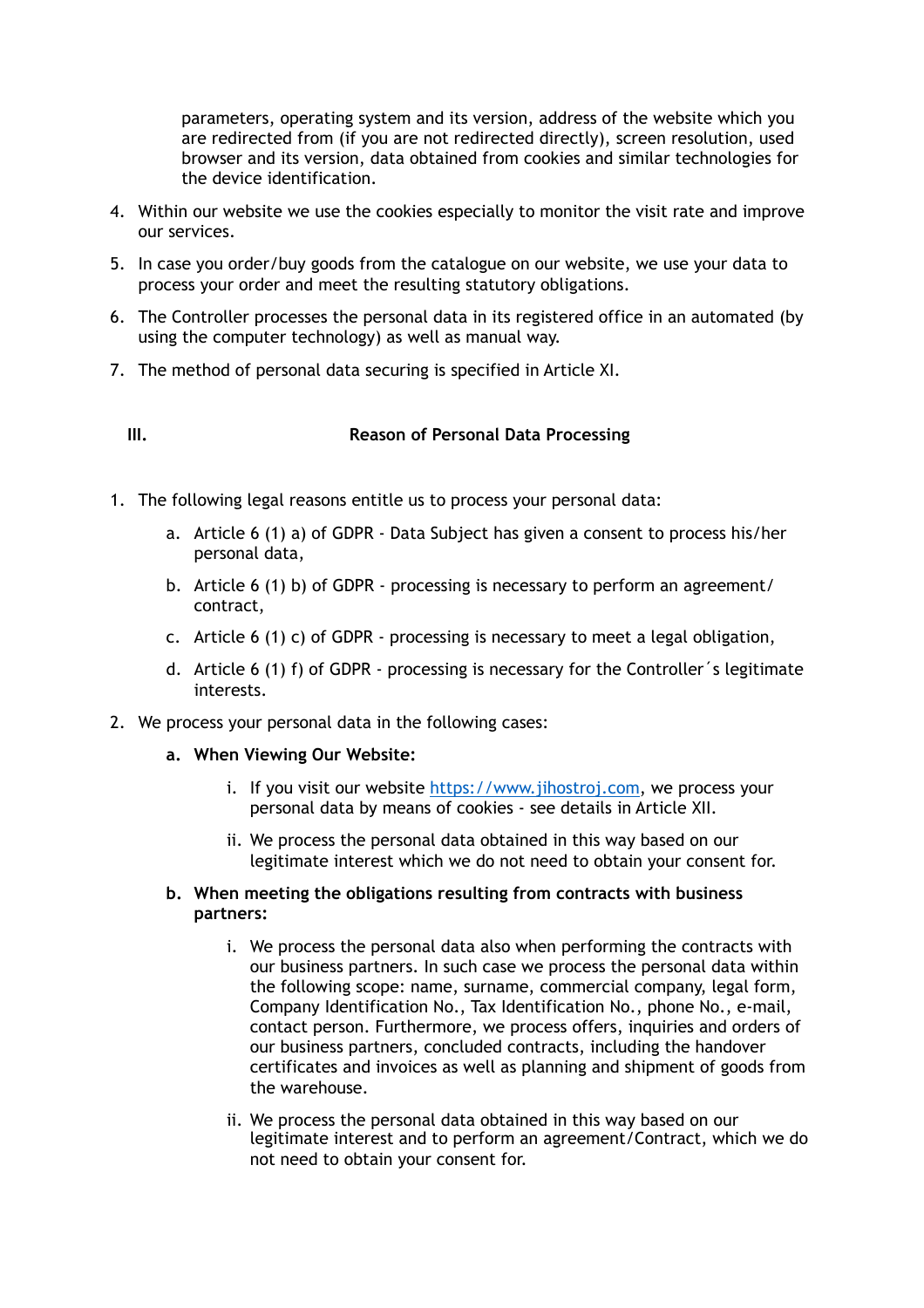parameters, operating system and its version, address of the website which you are redirected from (if you are not redirected directly), screen resolution, used browser and its version, data obtained from cookies and similar technologies for the device identification.

4. Within our website we use the cookies especially to monitor the visit rate and improve our services.
5. In case you order/buy goods from the catalogue on our website, we use your data to process your order and meet the resulting statutory obligations.
6. The Controller processes the personal data in its registered office in an automated (by using the computer technology) as well as manual way.
7. The method of personal data securing is specified in Article XI.

## III. Reason of Personal Data Processing

1. The following legal reasons entitle us to process your personal data:
   a. Article 6 (1) a) of GDPR - Data Subject has given a consent to process his/her personal data,
   b. Article 6 (1) b) of GDPR - processing is necessary to perform an agreement/contract,
   c. Article 6 (1) c) of GDPR - processing is necessary to meet a legal obligation,
   d. Article 6 (1) f) of GDPR - processing is necessary for the Controller´s legitimate interests.
2. We process your personal data in the following cases:
   a. **When Viewing Our Website:**
      i. If you visit our website https://www.jihostroj.com, we process your personal data by means of cookies - see details in Article XII.
      ii. We process the personal data obtained in this way based on our legitimate interest which we do not need to obtain your consent for.
   b. **When meeting the obligations resulting from contracts with business partners:**
      i. We process the personal data also when performing the contracts with our business partners. In such case we process the personal data within the following scope: name, surname, commercial company, legal form, Company Identification No., Tax Identification No., phone No., e-mail, contact person. Furthermore, we process offers, inquiries and orders of our business partners, concluded contracts, including the handover certificates and invoices as well as planning and shipment of goods from the warehouse.
      ii. We process the personal data obtained in this way based on our legitimate interest and to perform an agreement/Contract, which we do not need to obtain your consent for.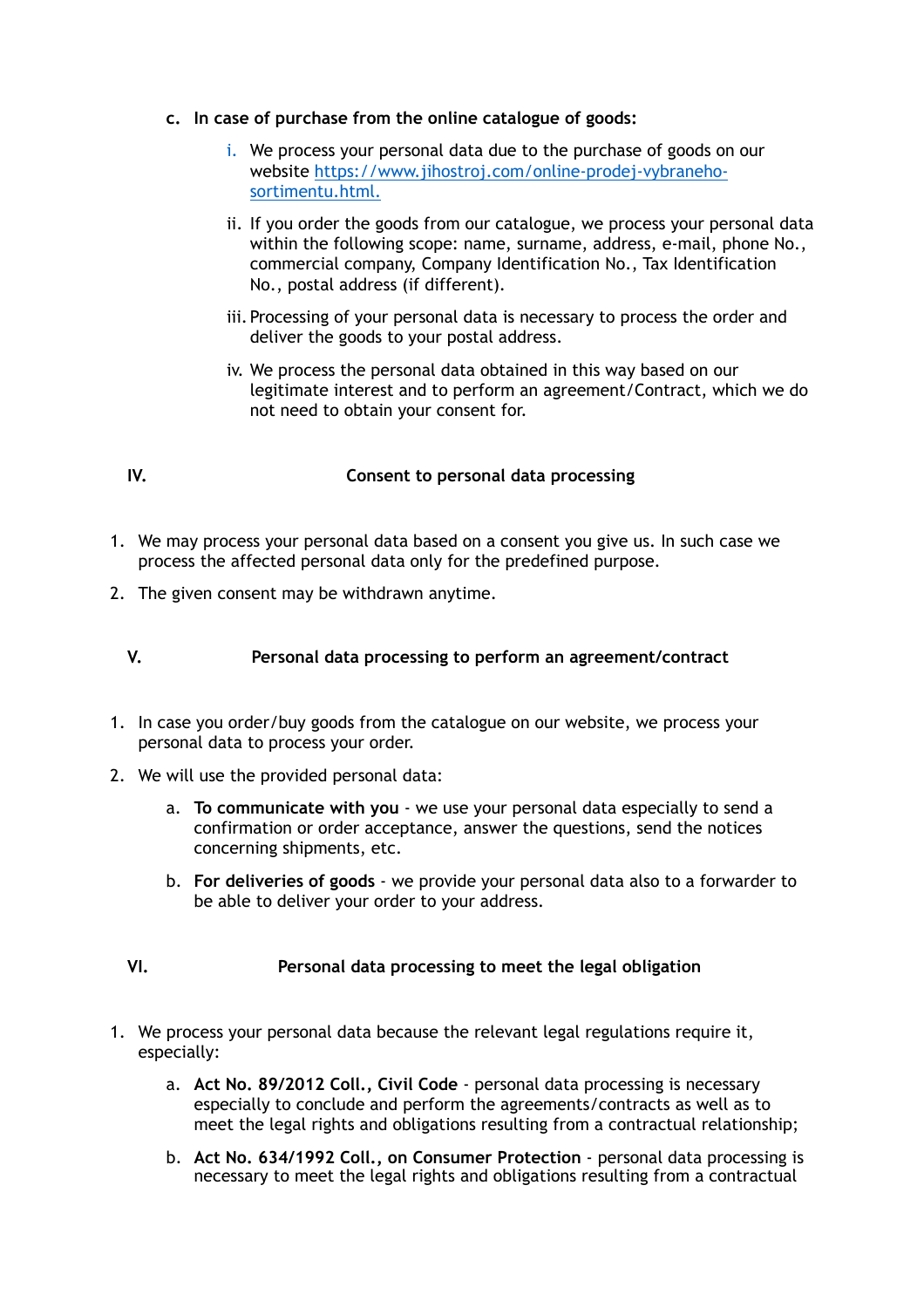c. **In case of purchase from the online catalogue of goods:**

   i. We process your personal data due to the purchase of goods on our website [https://www.jihostroj.com/online-prodej-vybraneho-sortimentu.html.](https://www.jihostroj.com/online-prodej-vybraneho-sortimentu.html)

   ii. If you order the goods from our catalogue, we process your personal data within the following scope: name, surname, address, e-mail, phone No., commercial company, Company Identification No., Tax Identification No., postal address (if different).

   iii. Processing of your personal data is necessary to process the order and deliver the goods to your postal address.

   iv. We process the personal data obtained in this way based on our legitimate interest and to perform an agreement/Contract, which we do not need to obtain your consent for.

## IV. Consent to personal data processing

1. We may process your personal data based on a consent you give us. In such case we process the affected personal data only for the predefined purpose.
2. The given consent may be withdrawn anytime.

## V. Personal data processing to perform an agreement/contract

1. In case you order/buy goods from the catalogue on our website, we process your personal data to process your order.
2. We will use the provided personal data:

   a. **To communicate with you** - we use your personal data especially to send a confirmation or order acceptance, answer the questions, send the notices concerning shipments, etc.

   b. **For deliveries of goods** - we provide your personal data also to a forwarder to be able to deliver your order to your address.

## VI. Personal data processing to meet the legal obligation

1. We process your personal data because the relevant legal regulations require it, especially:

   a. **Act No. 89/2012 Coll., Civil Code** - personal data processing is necessary especially to conclude and perform the agreements/contracts as well as to meet the legal rights and obligations resulting from a contractual relationship;

   b. **Act No. 634/1992 Coll., on Consumer Protection** - personal data processing is necessary to meet the legal rights and obligations resulting from a contractual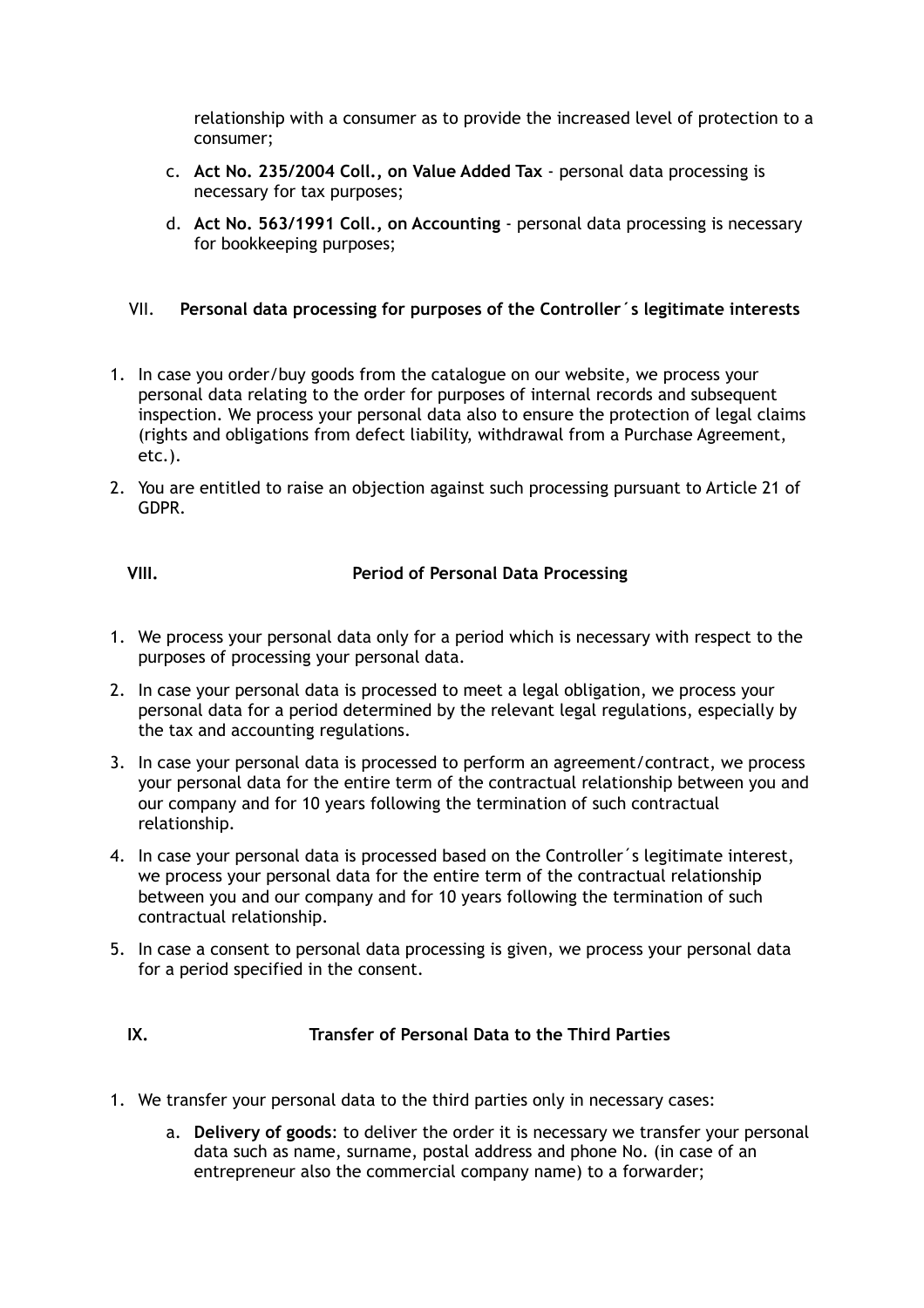relationship with a consumer as to provide the increased level of protection to a consumer;

c. **Act No. 235/2004 Coll., on Value Added Tax** - personal data processing is necessary for tax purposes;

d. **Act No. 563/1991 Coll., on Accounting** - personal data processing is necessary for bookkeeping purposes;

## VII. **Personal data processing for purposes of the Controller´s legitimate interests**

1. In case you order/buy goods from the catalogue on our website, we process your personal data relating to the order for purposes of internal records and subsequent inspection. We process your personal data also to ensure the protection of legal claims (rights and obligations from defect liability, withdrawal from a Purchase Agreement, etc.).
2. You are entitled to raise an objection against such processing pursuant to Article 21 of GDPR.

## VIII. Period of Personal Data Processing

1. We process your personal data only for a period which is necessary with respect to the purposes of processing your personal data.
2. In case your personal data is processed to meet a legal obligation, we process your personal data for a period determined by the relevant legal regulations, especially by the tax and accounting regulations.
3. In case your personal data is processed to perform an agreement/contract, we process your personal data for the entire term of the contractual relationship between you and our company and for 10 years following the termination of such contractual relationship.
4. In case your personal data is processed based on the Controller´s legitimate interest, we process your personal data for the entire term of the contractual relationship between you and our company and for 10 years following the termination of such contractual relationship.
5. In case a consent to personal data processing is given, we process your personal data for a period specified in the consent.

## IX. Transfer of Personal Data to the Third Parties

1. We transfer your personal data to the third parties only in necessary cases:
   a. **Delivery of goods**: to deliver the order it is necessary we transfer your personal data such as name, surname, postal address and phone No. (in case of an entrepreneur also the commercial company name) to a forwarder;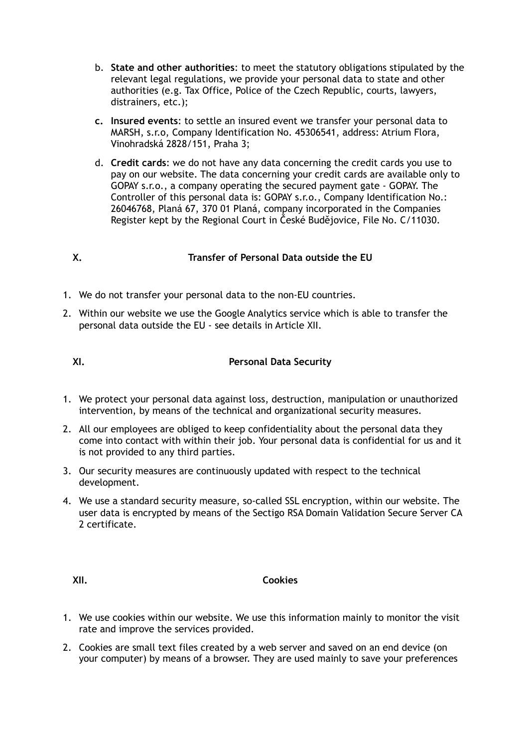b. **State and other authorities**: to meet the statutory obligations stipulated by the relevant legal regulations, we provide your personal data to state and other authorities (e.g. Tax Office, Police of the Czech Republic, courts, lawyers, distrainers, etc.);

c. **Insured events**: to settle an insured event we transfer your personal data to MARSH, s.r.o, Company Identification No. 45306541, address: Atrium Flora, Vinohradská 2828/151, Praha 3;

d. **Credit cards**: we do not have any data concerning the credit cards you use to pay on our website. The data concerning your credit cards are available only to GOPAY s.r.o., a company operating the secured payment gate - GOPAY. The Controller of this personal data is: GOPAY s.r.o., Company Identification No.: 26046768, Planá 67, 370 01 Planá, company incorporated in the Companies Register kept by the Regional Court in České Budějovice, File No. C/11030.

## X. Transfer of Personal Data outside the EU

1. We do not transfer your personal data to the non-EU countries.
2. Within our website we use the Google Analytics service which is able to transfer the personal data outside the EU - see details in Article XII.

## XI. Personal Data Security

1. We protect your personal data against loss, destruction, manipulation or unauthorized intervention, by means of the technical and organizational security measures.
2. All our employees are obliged to keep confidentiality about the personal data they come into contact with within their job. Your personal data is confidential for us and it is not provided to any third parties.
3. Our security measures are continuously updated with respect to the technical development.
4. We use a standard security measure, so-called SSL encryption, within our website. The user data is encrypted by means of the Sectigo RSA Domain Validation Secure Server CA 2 certificate.

## XII. Cookies

1. We use cookies within our website. We use this information mainly to monitor the visit rate and improve the services provided.
2. Cookies are small text files created by a web server and saved on an end device (on your computer) by means of a browser. They are used mainly to save your preferences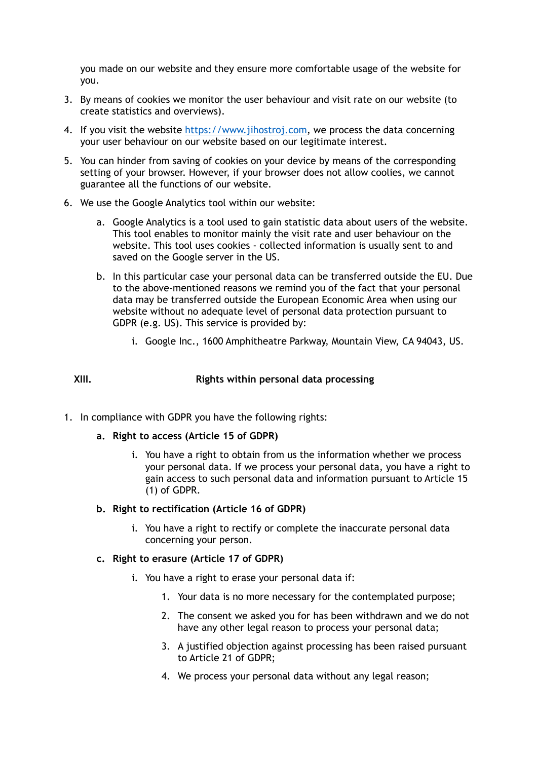you made on our website and they ensure more comfortable usage of the website for you.

3. By means of cookies we monitor the user behaviour and visit rate on our website (to create statistics and overviews).
4. If you visit the website https://www.jihostroj.com, we process the data concerning your user behaviour on our website based on our legitimate interest.
5. You can hinder from saving of cookies on your device by means of the corresponding setting of your browser. However, if your browser does not allow coolies, we cannot guarantee all the functions of our website.
6. We use the Google Analytics tool within our website:
    a. Google Analytics is a tool used to gain statistic data about users of the website. This tool enables to monitor mainly the visit rate and user behaviour on the website. This tool uses cookies - collected information is usually sent to and saved on the Google server in the US.
    b. In this particular case your personal data can be transferred outside the EU. Due to the above-mentioned reasons we remind you of the fact that your personal data may be transferred outside the European Economic Area when using our website without no adequate level of personal data protection pursuant to GDPR (e.g. US). This service is provided by:
        i. Google Inc., 1600 Amphitheatre Parkway, Mountain View, CA 94043, US.

## XIII. Rights within personal data processing

1. In compliance with GDPR you have the following rights:
    a. **Right to access (Article 15 of GDPR)**
        i. You have a right to obtain from us the information whether we process your personal data. If we process your personal data, you have a right to gain access to such personal data and information pursuant to Article 15 (1) of GDPR.
    b. **Right to rectification (Article 16 of GDPR)**
        i. You have a right to rectify or complete the inaccurate personal data concerning your person.
    c. **Right to erasure (Article 17 of GDPR)**
        i. You have a right to erase your personal data if:
            1. Your data is no more necessary for the contemplated purpose;
            2. The consent we asked you for has been withdrawn and we do not have any other legal reason to process your personal data;
            3. A justified objection against processing has been raised pursuant to Article 21 of GDPR;
            4. We process your personal data without any legal reason;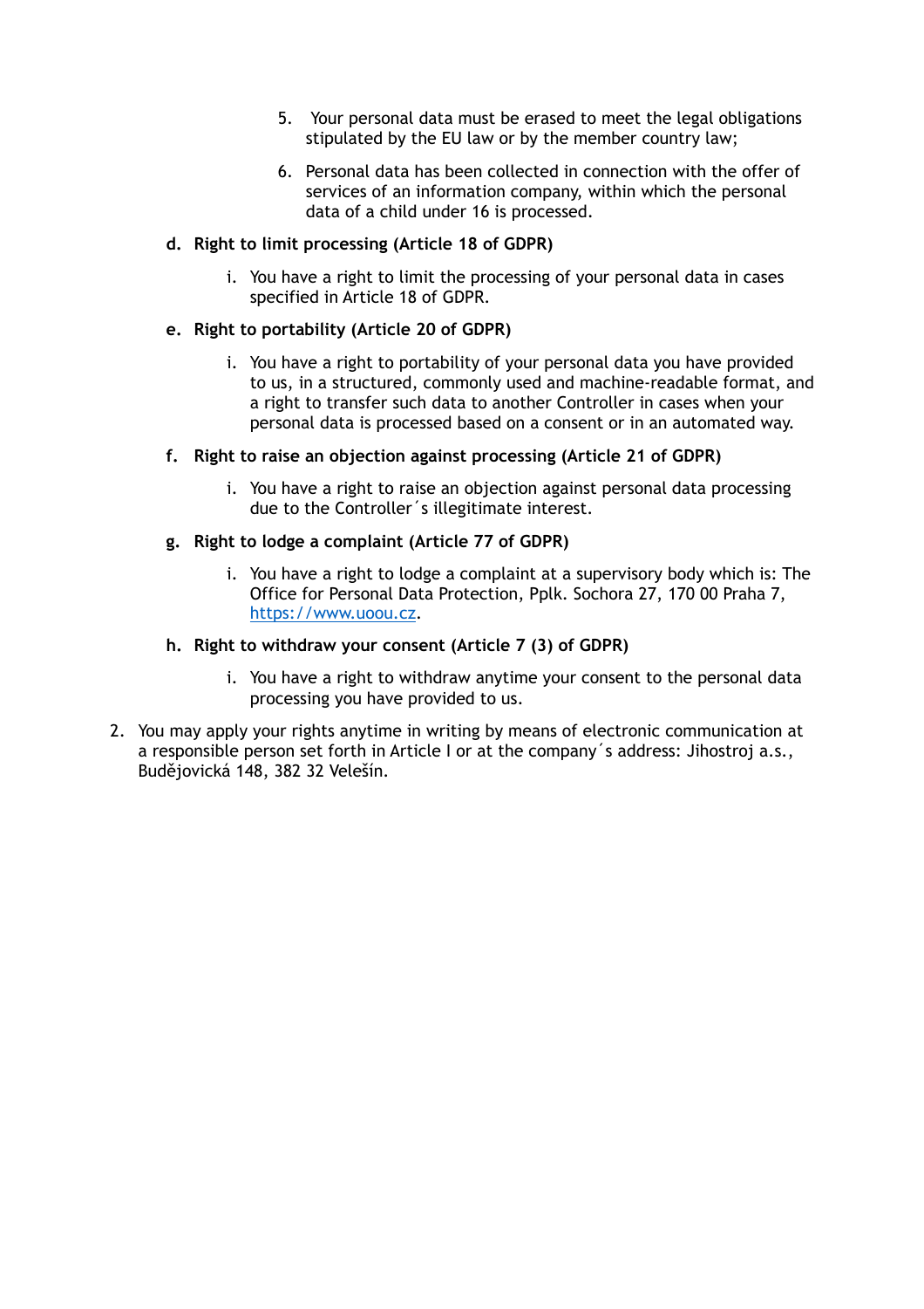5. Your personal data must be erased to meet the legal obligations stipulated by the EU law or by the member country law;

6. Personal data has been collected in connection with the offer of services of an information company, within which the personal data of a child under 16 is processed.

**d. Right to limit processing (Article 18 of GDPR)**

i. You have a right to limit the processing of your personal data in cases specified in Article 18 of GDPR.

**e. Right to portability (Article 20 of GDPR)**

i. You have a right to portability of your personal data you have provided to us, in a structured, commonly used and machine-readable format, and a right to transfer such data to another Controller in cases when your personal data is processed based on a consent or in an automated way.

**f. Right to raise an objection against processing (Article 21 of GDPR)**

i. You have a right to raise an objection against personal data processing due to the Controller´s illegitimate interest.

**g. Right to lodge a complaint (Article 77 of GDPR)**

i. You have a right to lodge a complaint at a supervisory body which is: The Office for Personal Data Protection, Pplk. Sochora 27, 170 00 Praha 7, https://www.uoou.cz.

**h. Right to withdraw your consent (Article 7 (3) of GDPR)**

i. You have a right to withdraw anytime your consent to the personal data processing you have provided to us.

2. You may apply your rights anytime in writing by means of electronic communication at a responsible person set forth in Article I or at the company´s address: Jihostroj a.s., Budějovická 148, 382 32 Velešín.